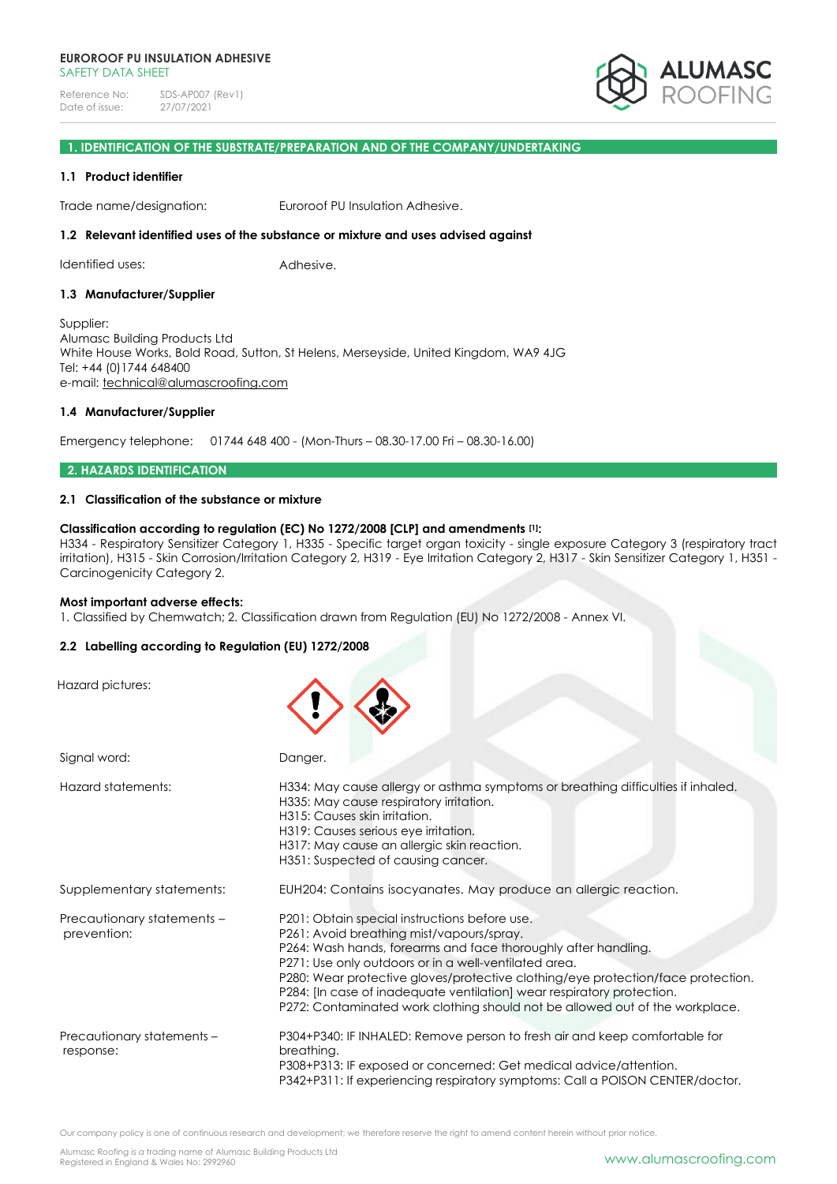# EUROROOF PU INSULATION ADHESIVE

SAFETY DATA SHEET

Reference No: SDS-AP007 (Rev1)
Date of issue: 27/07/2021

## 1. IDENTIFICATION OF THE SUBSTRATE/PREPARATION AND OF THE COMPANY/UNDERTAKING

### 1.1 Product identifier

Trade name/designation: Euroroof PU Insulation Adhesive.

### 1.2 Relevant identified uses of the substance or mixture and uses advised against

Identified uses: Adhesive.

### 1.3 Manufacturer/Supplier

Supplier:
Alumasc Building Products Ltd
White House Works, Bold Road, Sutton, St Helens, Merseyside, United Kingdom, WA9 4JG
Tel: +44 (0)1744 648400
e-mail: technical@alumascroofing.com

### 1.4 Manufacturer/Supplier

Emergency telephone: 01744 648 400 - (Mon-Thurs – 08.30-17.00 Fri – 08.30-16.00)

## 2. HAZARDS IDENTIFICATION

### 2.1 Classification of the substance or mixture

**Classification according to regulation (EC) No 1272/2008 [CLP] and amendments [1]:**
H334 - Respiratory Sensitizer Category 1, H335 - Specific target organ toxicity - single exposure Category 3 (respiratory tract irritation), H315 - Skin Corrosion/Irritation Category 2, H319 - Eye Irritation Category 2, H317 - Skin Sensitizer Category 1, H351 - Carcinogenicity Category 2.

**Most important adverse effects:**
1. Classified by Chemwatch; 2. Classification drawn from Regulation (EU) No 1272/2008 - Annex VI.

### 2.2 Labelling according to Regulation (EU) 1272/2008

Hazard pictures:

Signal word: Danger.

Hazard statements:
H334: May cause allergy or asthma symptoms or breathing difficulties if inhaled.
H335: May cause respiratory irritation.
H315: Causes skin irritation.
H319: Causes serious eye irritation.
H317: May cause an allergic skin reaction.
H351: Suspected of causing cancer.

Supplementary statements: EUH204: Contains isocyanates. May produce an allergic reaction.

Precautionary statements – prevention:
P201: Obtain special instructions before use.
P261: Avoid breathing mist/vapours/spray.
P264: Wash hands, forearms and face thoroughly after handling.
P271: Use only outdoors or in a well-ventilated area.
P280: Wear protective gloves/protective clothing/eye protection/face protection.
P284: [In case of inadequate ventilation] wear respiratory protection.
P272: Contaminated work clothing should not be allowed out of the workplace.

Precautionary statements – response:
P304+P340: IF INHALED: Remove person to fresh air and keep comfortable for breathing.
P308+P313: IF exposed or concerned: Get medical advice/attention.
P342+P311: If experiencing respiratory symptoms: Call a POISON CENTER/doctor.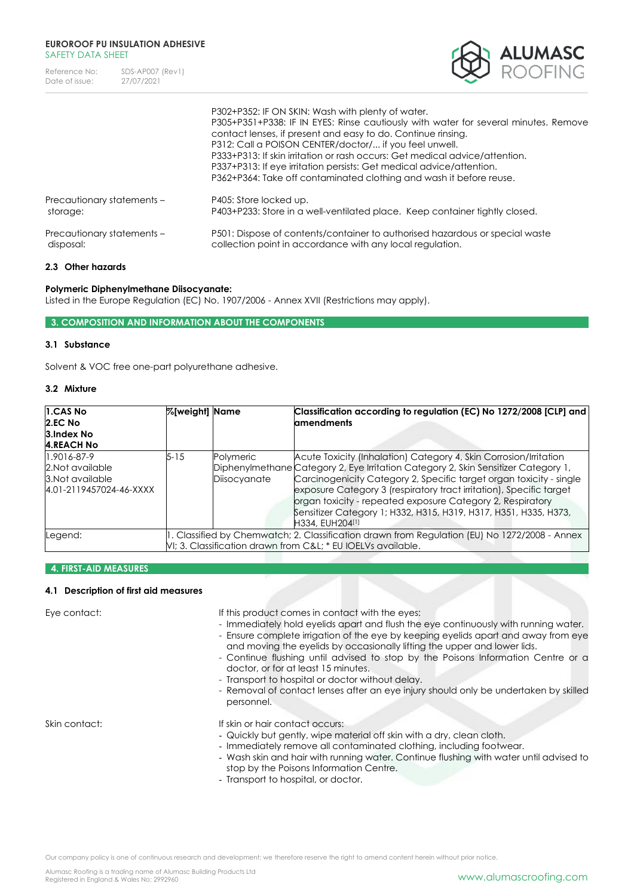| | |
|---|---|
| | P302+P352: IF ON SKIN: Wash with plenty of water.<br>P305+P351+P338: IF IN EYES: Rinse cautiously with water for several minutes. Remove contact lenses, if present and easy to do. Continue rinsing.<br>P312: Call a POISON CENTER/doctor/... if you feel unwell.<br>P333+P313: If skin irritation or rash occurs: Get medical advice/attention.<br>P337+P313: If eye irritation persists: Get medical advice/attention.<br>P362+P364: Take off contaminated clothing and wash it before reuse. |
| Precautionary statements – storage: | P405: Store locked up.<br>P403+P233: Store in a well-ventilated place. Keep container tightly closed. |
| Precautionary statements – disposal: | P501: Dispose of contents/container to authorised hazardous or special waste collection point in accordance with any local regulation. |

### 2.3 Other hazards

**Polymeric Diphenylmethane Diisocyanate:**
Listed in the Europe Regulation (EC) No. 1907/2006 - Annex XVII (Restrictions may apply).

## 3. COMPOSITION AND INFORMATION ABOUT THE COMPONENTS

### 3.1 Substance

Solvent & VOC free one-part polyurethane adhesive.

### 3.2 Mixture

| 1.CAS No<br>2.EC No<br>3.Index No<br>4.REACH No | %[weight] | Name | Classification according to regulation (EC) No 1272/2008 [CLP] and amendments |
|---|---|---|---|
| 1.9016-87-9<br>2.Not available<br>3.Not available<br>4.01-2119457024-46-XXXX | 5-15 | Polymeric Diphenylmethane Diisocyanate | Acute Toxicity (Inhalation) Category 4, Skin Corrosion/Irritation Category 2, Eye Irritation Category 2, Skin Sensitizer Category 1, Carcinogenicity Category 2, Specific target organ toxicity - single exposure Category 3 (respiratory tract irritation), Specific target organ toxicity - repeated exposure Category 2, Respiratory Sensitizer Category 1; H332, H315, H319, H317, H351, H335, H373, H334, EUH204[1] |
| Legend: | 1. Classified by Chemwatch; 2. Classification drawn from Regulation (EU) No 1272/2008 - Annex VI; 3. Classification drawn from C&L; * EU IOELVs available. | | |

## 4. FIRST-AID MEASURES

### 4.1 Description of first aid measures

**Eye contact:**

If this product comes in contact with the eyes:

- Immediately hold eyelids apart and flush the eye continuously with running water.
- Ensure complete irrigation of the eye by keeping eyelids apart and away from eye and moving the eyelids by occasionally lifting the upper and lower lids.
- Continue flushing until advised to stop by the Poisons Information Centre or a doctor, or for at least 15 minutes.
- Transport to hospital or doctor without delay.
- Removal of contact lenses after an eye injury should only be undertaken by skilled personnel.

**Skin contact:**

If skin or hair contact occurs:

- Quickly but gently, wipe material off skin with a dry, clean cloth.
- Immediately remove all contaminated clothing, including footwear.
- Wash skin and hair with running water. Continue flushing with water until advised to stop by the Poisons Information Centre.
- Transport to hospital, or doctor.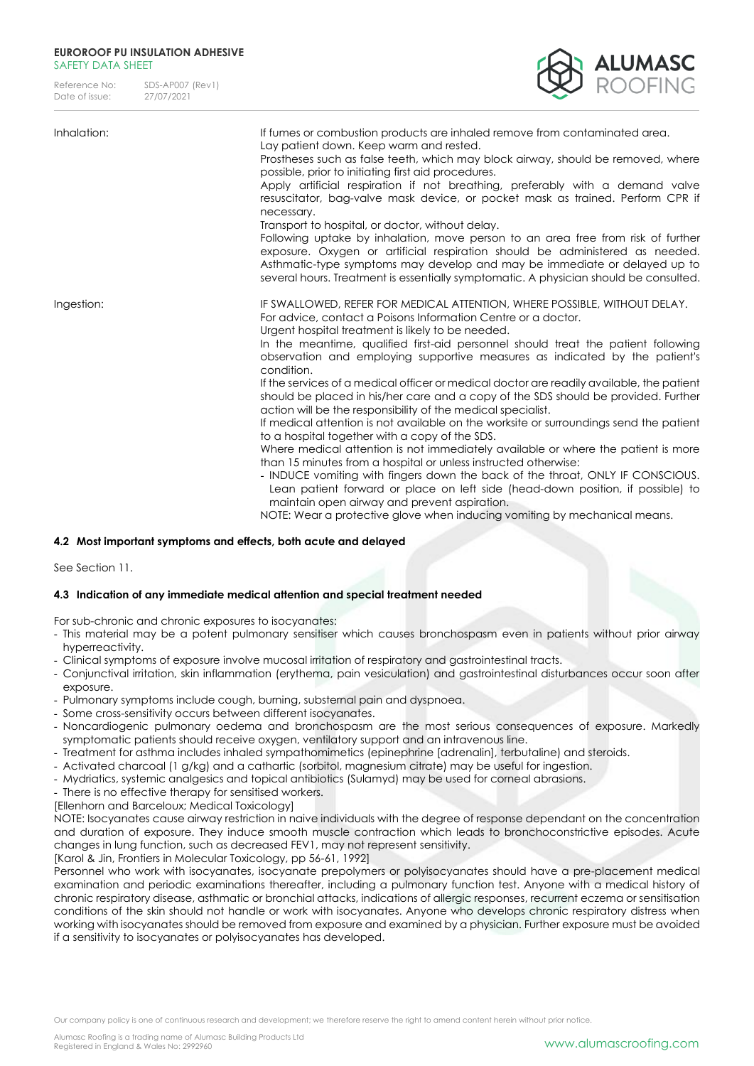| | |
|---|---|
| Inhalation: | If fumes or combustion products are inhaled remove from contaminated area. Lay patient down. Keep warm and rested. Prostheses such as false teeth, which may block airway, should be removed, where possible, prior to initiating first aid procedures. Apply artificial respiration if not breathing, preferably with a demand valve resuscitator, bag-valve mask device, or pocket mask as trained. Perform CPR if necessary. Transport to hospital, or doctor, without delay. Following uptake by inhalation, move person to an area free from risk of further exposure. Oxygen or artificial respiration should be administered as needed. Asthmatic-type symptoms may develop and may be immediate or delayed up to several hours. Treatment is essentially symptomatic. A physician should be consulted. |
| Ingestion: | IF SWALLOWED, REFER FOR MEDICAL ATTENTION, WHERE POSSIBLE, WITHOUT DELAY. For advice, contact a Poisons Information Centre or a doctor. Urgent hospital treatment is likely to be needed. In the meantime, qualified first-aid personnel should treat the patient following observation and employing supportive measures as indicated by the patient's condition. If the services of a medical officer or medical doctor are readily available, the patient should be placed in his/her care and a copy of the SDS should be provided. Further action will be the responsibility of the medical specialist. If medical attention is not available on the worksite or surroundings send the patient to a hospital together with a copy of the SDS. Where medical attention is not immediately available or where the patient is more than 15 minutes from a hospital or unless instructed otherwise: - INDUCE vomiting with fingers down the back of the throat, ONLY IF CONSCIOUS. Lean patient forward or place on left side (head-down position, if possible) to maintain open airway and prevent aspiration. NOTE: Wear a protective glove when inducing vomiting by mechanical means. |

### 4.2 Most important symptoms and effects, both acute and delayed

See Section 11.

### 4.3 Indication of any immediate medical attention and special treatment needed

For sub-chronic and chronic exposures to isocyanates:

- This material may be a potent pulmonary sensitiser which causes bronchospasm even in patients without prior airway hyperreactivity.
- Clinical symptoms of exposure involve mucosal irritation of respiratory and gastrointestinal tracts.
- Conjunctival irritation, skin inflammation (erythema, pain vesiculation) and gastrointestinal disturbances occur soon after exposure.
- Pulmonary symptoms include cough, burning, substernal pain and dyspnoea.
- Some cross-sensitivity occurs between different isocyanates.
- Noncardiogenic pulmonary oedema and bronchospasm are the most serious consequences of exposure. Markedly symptomatic patients should receive oxygen, ventilatory support and an intravenous line.
- Treatment for asthma includes inhaled sympathomimetics (epinephrine [adrenalin], terbutaline) and steroids.
- Activated charcoal (1 g/kg) and a cathartic (sorbitol, magnesium citrate) may be useful for ingestion.
- Mydriatics, systemic analgesics and topical antibiotics (Sulamyd) may be used for corneal abrasions.
- There is no effective therapy for sensitised workers.

[Ellenhorn and Barceloux; Medical Toxicology]

NOTE: Isocyanates cause airway restriction in naive individuals with the degree of response dependant on the concentration and duration of exposure. They induce smooth muscle contraction which leads to bronchoconstrictive episodes. Acute changes in lung function, such as decreased FEV1, may not represent sensitivity.

[Karol & Jin, Frontiers in Molecular Toxicology, pp 56-61, 1992]

Personnel who work with isocyanates, isocyanate prepolymers or polyisocyanates should have a pre-placement medical examination and periodic examinations thereafter, including a pulmonary function test. Anyone with a medical history of chronic respiratory disease, asthmatic or bronchial attacks, indications of allergic responses, recurrent eczema or sensitisation conditions of the skin should not handle or work with isocyanates. Anyone who develops chronic respiratory distress when working with isocyanates should be removed from exposure and examined by a physician. Further exposure must be avoided if a sensitivity to isocyanates or polyisocyanates has developed.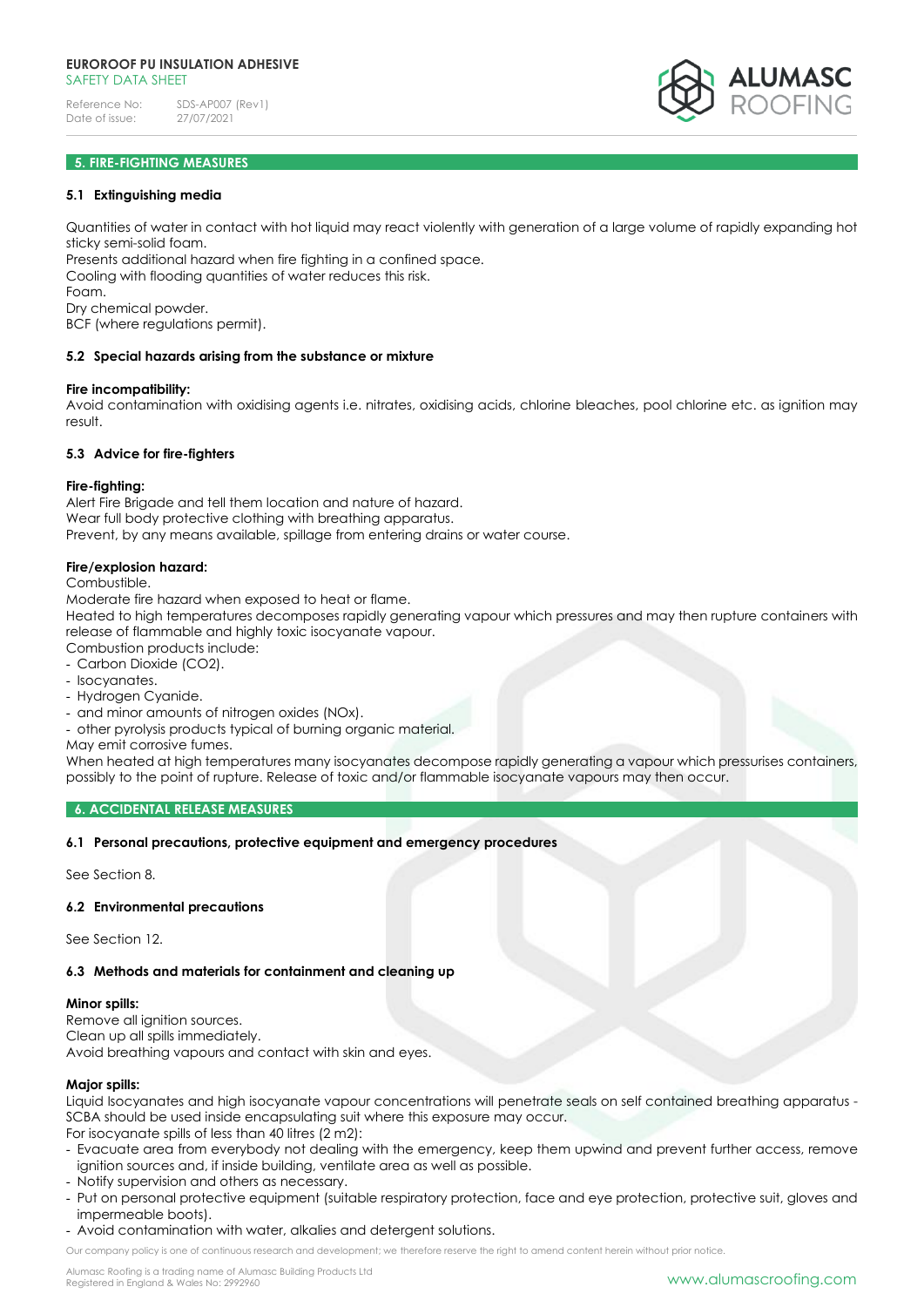## 5. FIRE-FIGHTING MEASURES

### 5.1 Extinguishing media

Quantities of water in contact with hot liquid may react violently with generation of a large volume of rapidly expanding hot sticky semi-solid foam.
Presents additional hazard when fire fighting in a confined space.
Cooling with flooding quantities of water reduces this risk.
Foam.
Dry chemical powder.
BCF (where regulations permit).

### 5.2 Special hazards arising from the substance or mixture

**Fire incompatibility:**
Avoid contamination with oxidising agents i.e. nitrates, oxidising acids, chlorine bleaches, pool chlorine etc. as ignition may result.

### 5.3 Advice for fire-fighters

**Fire-fighting:**
Alert Fire Brigade and tell them location and nature of hazard.
Wear full body protective clothing with breathing apparatus.
Prevent, by any means available, spillage from entering drains or water course.

**Fire/explosion hazard:**
Combustible.
Moderate fire hazard when exposed to heat or flame.
Heated to high temperatures decomposes rapidly generating vapour which pressures and may then rupture containers with release of flammable and highly toxic isocyanate vapour.
Combustion products include:

- Carbon Dioxide ($CO_2$).
- Isocyanates.
- Hydrogen Cyanide.
- and minor amounts of nitrogen oxides ($NO_x$).
- other pyrolysis products typical of burning organic material.

May emit corrosive fumes.
When heated at high temperatures many isocyanates decompose rapidly generating a vapour which pressurises containers, possibly to the point of rupture. Release of toxic and/or flammable isocyanate vapours may then occur.

## 6. ACCIDENTAL RELEASE MEASURES

### 6.1 Personal precautions, protective equipment and emergency procedures

See Section 8.

### 6.2 Environmental precautions

See Section 12.

### 6.3 Methods and materials for containment and cleaning up

**Minor spills:**
Remove all ignition sources.
Clean up all spills immediately.
Avoid breathing vapours and contact with skin and eyes.

**Major spills:**
Liquid Isocyanates and high isocyanate vapour concentrations will penetrate seals on self contained breathing apparatus - SCBA should be used inside encapsulating suit where this exposure may occur.
For isocyanate spills of less than 40 litres (2 m2):

- Evacuate area from everybody not dealing with the emergency, keep them upwind and prevent further access, remove ignition sources and, if inside building, ventilate area as well as possible.
- Notify supervision and others as necessary.
- Put on personal protective equipment (suitable respiratory protection, face and eye protection, protective suit, gloves and impermeable boots).
- Avoid contamination with water, alkalies and detergent solutions.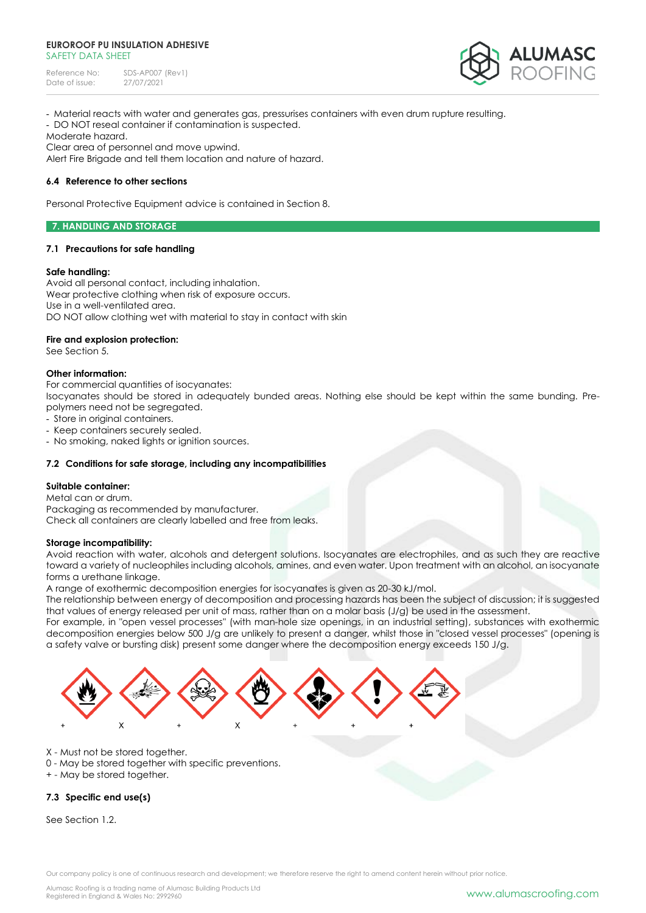- Material reacts with water and generates gas, pressurises containers with even drum rupture resulting.
- DO NOT reseal container if contamination is suspected.

Moderate hazard.
Clear area of personnel and move upwind.
Alert Fire Brigade and tell them location and nature of hazard.

### 6.4 Reference to other sections

Personal Protective Equipment advice is contained in Section 8.

## 7. HANDLING AND STORAGE

### 7.1 Precautions for safe handling

**Safe handling:**
Avoid all personal contact, including inhalation.
Wear protective clothing when risk of exposure occurs.
Use in a well-ventilated area.
DO NOT allow clothing wet with material to stay in contact with skin

**Fire and explosion protection:**
See Section 5.

**Other information:**
For commercial quantities of isocyanates:
Isocyanates should be stored in adequately bunded areas. Nothing else should be kept within the same bunding. Pre-polymers need not be segregated.

- Store in original containers.
- Keep containers securely sealed.
- No smoking, naked lights or ignition sources.

### 7.2 Conditions for safe storage, including any incompatibilities

**Suitable container:**
Metal can or drum.
Packaging as recommended by manufacturer.
Check all containers are clearly labelled and free from leaks.

**Storage incompatibility:**
Avoid reaction with water, alcohols and detergent solutions. Isocyanates are electrophiles, and as such they are reactive toward a variety of nucleophiles including alcohols, amines, and even water. Upon treatment with an alcohol, an isocyanate forms a urethane linkage.
A range of exothermic decomposition energies for isocyanates is given as 20-30 kJ/mol.
The relationship between energy of decomposition and processing hazards has been the subject of discussion; it is suggested that values of energy released per unit of mass, rather than on a molar basis (J/g) be used in the assessment.
For example, in "open vessel processes" (with man-hole size openings, in an industrial setting), substances with exothermic decomposition energies below 500 J/g are unlikely to present a danger, whilst those in "closed vessel processes" (opening is a safety valve or bursting disk) present some danger where the decomposition energy exceeds 150 J/g.

| Flammable | Explosive | Toxic | Oxidising | Health hazard | Irritant | Corrosive |
|---|---|---|---|---|---|---|
| + | X | + | X | + | + | + |

X - Must not be stored together.
0 - May be stored together with specific preventions.
+ - May be stored together.

### 7.3 Specific end use(s)

See Section 1.2.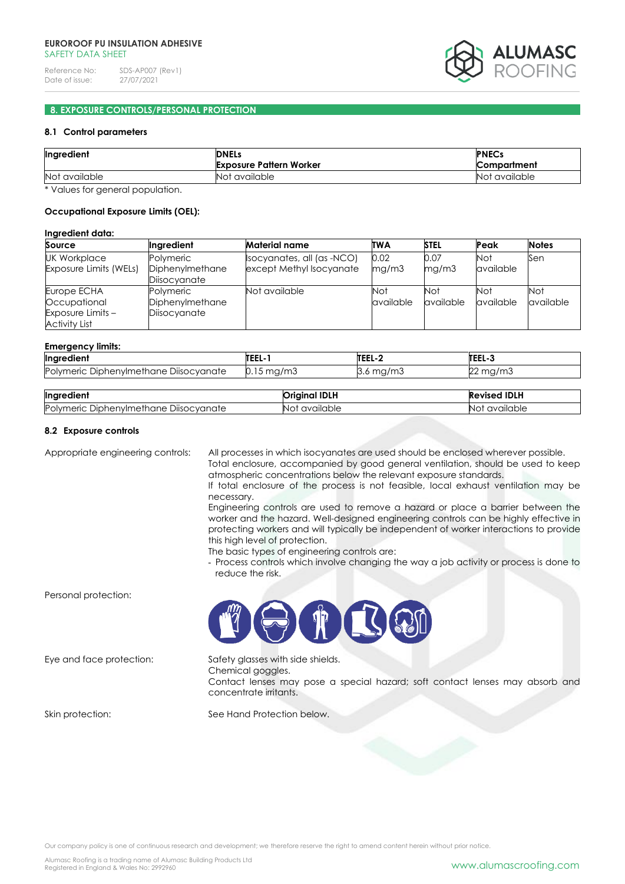## 8. EXPOSURE CONTROLS/PERSONAL PROTECTION

### 8.1 Control parameters

| Ingredient | DNELs<br>Exposure Pattern Worker | PNECs<br>Compartment |
|---|---|---|
| Not available | Not available | Not available |

\* Values for general population.

**Occupational Exposure Limits (OEL):**

**Ingredient data:**

| Source | Ingredient | Material name | TWA | STEL | Peak | Notes |
|---|---|---|---|---|---|---|
| UK Workplace Exposure Limits (WELs) | Polymeric Diphenylmethane Diisocyanate | Isocyanates, all (as -NCO) except Methyl Isocyanate | 0.02 mg/m3 | 0.07 mg/m3 | Not available | Sen |
| Europe ECHA Occupational Exposure Limits – Activity List | Polymeric Diphenylmethane Diisocyanate | Not available | Not available | Not available | Not available | Not available |

**Emergency limits:**

| Ingredient | TEEL-1 | TEEL-2 | TEEL-3 |
|---|---|---|---|
| Polymeric Diphenylmethane Diisocyanate | 0.15 mg/m3 | 3.6 mg/m3 | 22 mg/m3 |

| Ingredient | Original IDLH | Revised IDLH |
|---|---|---|
| Polymeric Diphenylmethane Diisocyanate | Not available | Not available |

### 8.2 Exposure controls

Appropriate engineering controls:

All processes in which isocyanates are used should be enclosed wherever possible.
Total enclosure, accompanied by good general ventilation, should be used to keep atmospheric concentrations below the relevant exposure standards.
If total enclosure of the process is not feasible, local exhaust ventilation may be necessary.
Engineering controls are used to remove a hazard or place a barrier between the worker and the hazard. Well-designed engineering controls can be highly effective in protecting workers and will typically be independent of worker interactions to provide this high level of protection.
The basic types of engineering controls are:

- Process controls which involve changing the way a job activity or process is done to reduce the risk.

Personal protection:

Eye and face protection:

Safety glasses with side shields.
Chemical goggles.
Contact lenses may pose a special hazard; soft contact lenses may absorb and concentrate irritants.

Skin protection:

See Hand Protection below.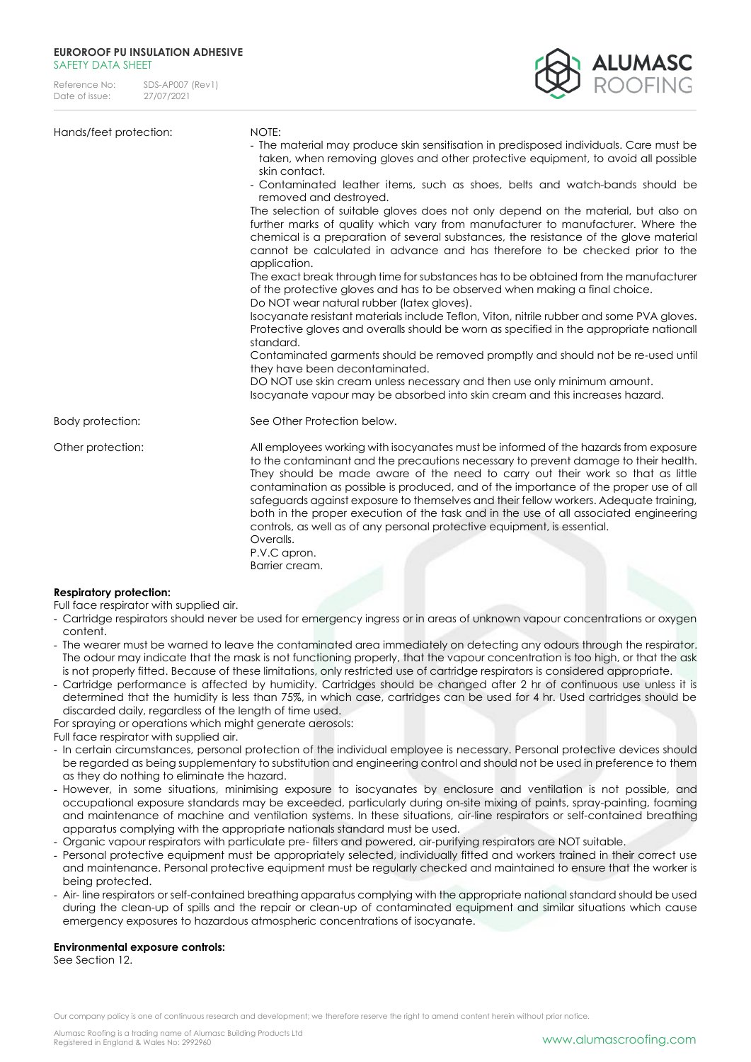Hands/feet protection:

NOTE:

- The material may produce skin sensitisation in predisposed individuals. Care must be taken, when removing gloves and other protective equipment, to avoid all possible skin contact.
- Contaminated leather items, such as shoes, belts and watch-bands should be removed and destroyed.

The selection of suitable gloves does not only depend on the material, but also on further marks of quality which vary from manufacturer to manufacturer. Where the chemical is a preparation of several substances, the resistance of the glove material cannot be calculated in advance and has therefore to be checked prior to the application.

The exact break through time for substances has to be obtained from the manufacturer of the protective gloves and has to be observed when making a final choice.

Do NOT wear natural rubber (latex gloves).

Isocyanate resistant materials include Teflon, Viton, nitrile rubber and some PVA gloves.

Protective gloves and overalls should be worn as specified in the appropriate nationall standard.

Contaminated garments should be removed promptly and should not be re-used until they have been decontaminated.

DO NOT use skin cream unless necessary and then use only minimum amount.

Isocyanate vapour may be absorbed into skin cream and this increases hazard.

Body protection:

See Other Protection below.

Other protection:

All employees working with isocyanates must be informed of the hazards from exposure to the contaminant and the precautions necessary to prevent damage to their health. They should be made aware of the need to carry out their work so that as little contamination as possible is produced, and of the importance of the proper use of all safeguards against exposure to themselves and their fellow workers. Adequate training, both in the proper execution of the task and in the use of all associated engineering controls, as well as of any personal protective equipment, is essential.

Overalls.

P.V.C apron.

Barrier cream.

**Respiratory protection:**

Full face respirator with supplied air.

- Cartridge respirators should never be used for emergency ingress or in areas of unknown vapour concentrations or oxygen content.
- The wearer must be warned to leave the contaminated area immediately on detecting any odours through the respirator. The odour may indicate that the mask is not functioning properly, that the vapour concentration is too high, or that the ask is not properly fitted. Because of these limitations, only restricted use of cartridge respirators is considered appropriate.
- Cartridge performance is affected by humidity. Cartridges should be changed after 2 hr of continuous use unless it is determined that the humidity is less than 75%, in which case, cartridges can be used for 4 hr. Used cartridges should be discarded daily, regardless of the length of time used.

For spraying or operations which might generate aerosols:

Full face respirator with supplied air.

- In certain circumstances, personal protection of the individual employee is necessary. Personal protective devices should be regarded as being supplementary to substitution and engineering control and should not be used in preference to them as they do nothing to eliminate the hazard.
- However, in some situations, minimising exposure to isocyanates by enclosure and ventilation is not possible, and occupational exposure standards may be exceeded, particularly during on-site mixing of paints, spray-painting, foaming and maintenance of machine and ventilation systems. In these situations, air-line respirators or self-contained breathing apparatus complying with the appropriate nationals standard must be used.
- Organic vapour respirators with particulate pre- filters and powered, air-purifying respirators are NOT suitable.
- Personal protective equipment must be appropriately selected, individually fitted and workers trained in their correct use and maintenance. Personal protective equipment must be regularly checked and maintained to ensure that the worker is being protected.
- Air- line respirators or self-contained breathing apparatus complying with the appropriate national standard should be used during the clean-up of spills and the repair or clean-up of contaminated equipment and similar situations which cause emergency exposures to hazardous atmospheric concentrations of isocyanate.

**Environmental exposure controls:**

See Section 12.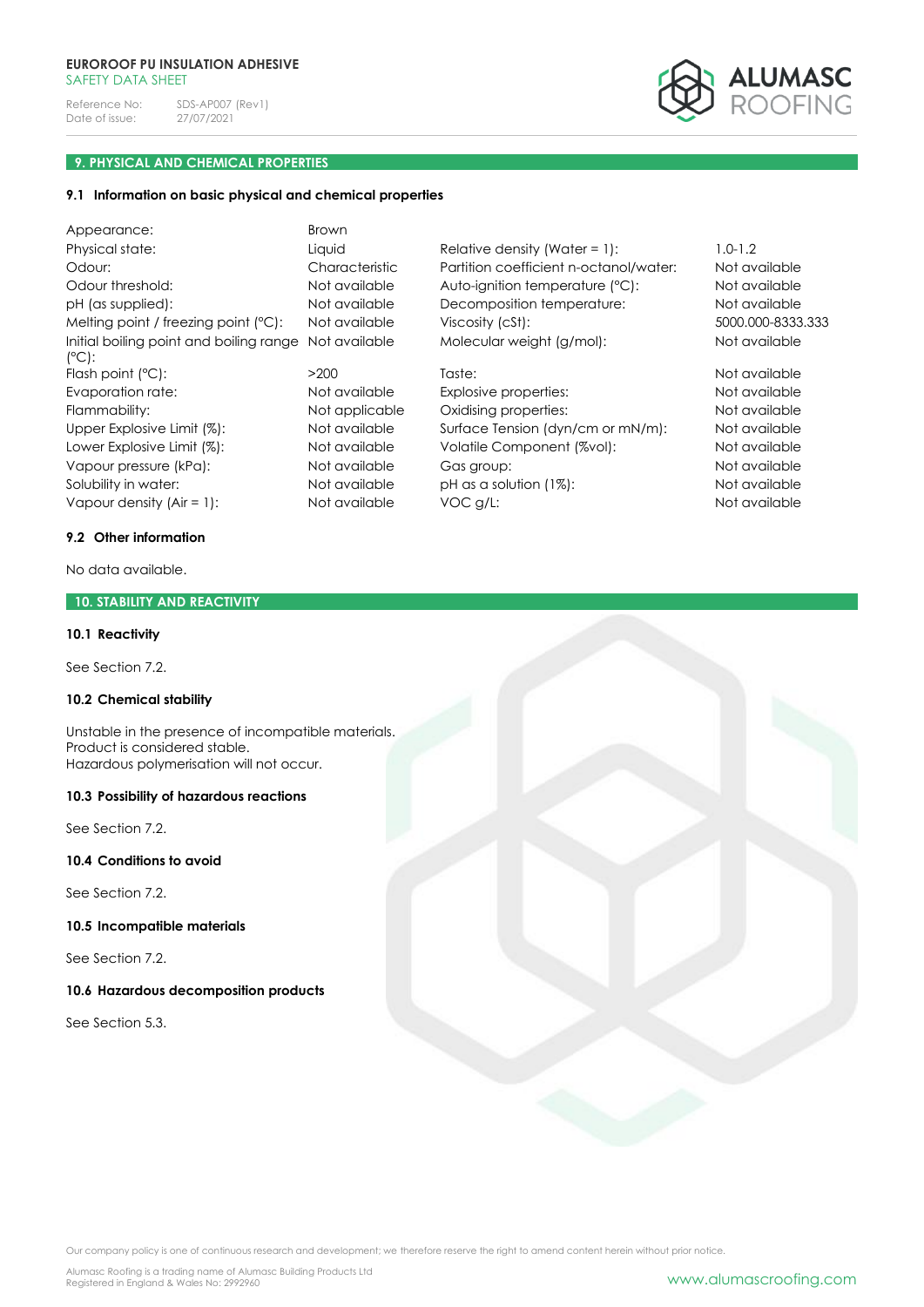## 9. PHYSICAL AND CHEMICAL PROPERTIES

### 9.1 Information on basic physical and chemical properties

| Property | Value | Property | Value |
|---|---|---|---|
| Appearance: | Brown | | |
| Physical state: | Liquid | Relative density (Water = 1): | 1.0-1.2 |
| Odour: | Characteristic | Partition coefficient n-octanol/water: | Not available |
| Odour threshold: | Not available | Auto-ignition temperature (°C): | Not available |
| pH (as supplied): | Not available | Decomposition temperature: | Not available |
| Melting point / freezing point (°C): | Not available | Viscosity (cSt): | 5000.000-8333.333 |
| Initial boiling point and boiling range (°C): | Not available | Molecular weight (g/mol): | Not available |
| Flash point (°C): | >200 | Taste: | Not available |
| Evaporation rate: | Not available | Explosive properties: | Not available |
| Flammability: | Not applicable | Oxidising properties: | Not available |
| Upper Explosive Limit (%): | Not available | Surface Tension (dyn/cm or mN/m): | Not available |
| Lower Explosive Limit (%): | Not available | Volatile Component (%vol): | Not available |
| Vapour pressure (kPa): | Not available | Gas group: | Not available |
| Solubility in water: | Not available | pH as a solution (1%): | Not available |
| Vapour density (Air = 1): | Not available | VOC g/L: | Not available |

### 9.2 Other information

No data available.

## 10. STABILITY AND REACTIVITY

### 10.1 Reactivity

See Section 7.2.

### 10.2 Chemical stability

Unstable in the presence of incompatible materials.
Product is considered stable.
Hazardous polymerisation will not occur.

### 10.3 Possibility of hazardous reactions

See Section 7.2.

### 10.4 Conditions to avoid

See Section 7.2.

### 10.5 Incompatible materials

See Section 7.2.

### 10.6 Hazardous decomposition products

See Section 5.3.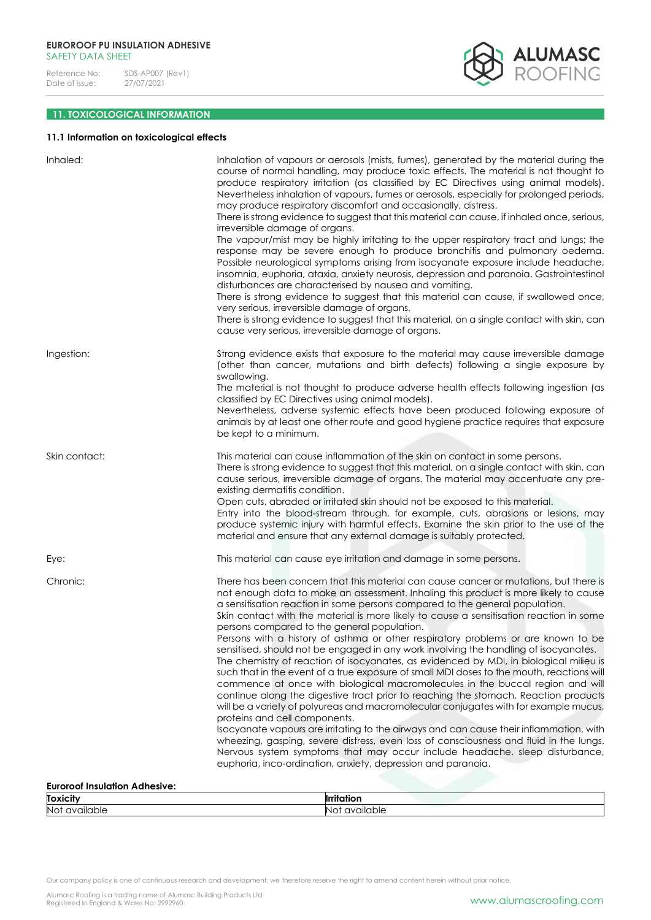## 11. TOXICOLOGICAL INFORMATION

### 11.1 Information on toxicological effects

**Inhaled:**

Inhalation of vapours or aerosols (mists, fumes), generated by the material during the course of normal handling, may produce toxic effects. The material is not thought to produce respiratory irritation (as classified by EC Directives using animal models). Nevertheless inhalation of vapours, fumes or aerosols, especially for prolonged periods, may produce respiratory discomfort and occasionally, distress.
There is strong evidence to suggest that this material can cause, if inhaled once, serious, irreversible damage of organs.
The vapour/mist may be highly irritating to the upper respiratory tract and lungs; the response may be severe enough to produce bronchitis and pulmonary oedema. Possible neurological symptoms arising from isocyanate exposure include headache, insomnia, euphoria, ataxia, anxiety neurosis, depression and paranoia. Gastrointestinal disturbances are characterised by nausea and vomiting.
There is strong evidence to suggest that this material can cause, if swallowed once, very serious, irreversible damage of organs.
There is strong evidence to suggest that this material, on a single contact with skin, can cause very serious, irreversible damage of organs.

**Ingestion:**

Strong evidence exists that exposure to the material may cause irreversible damage (other than cancer, mutations and birth defects) following a single exposure by swallowing.
The material is not thought to produce adverse health effects following ingestion (as classified by EC Directives using animal models).
Nevertheless, adverse systemic effects have been produced following exposure of animals by at least one other route and good hygiene practice requires that exposure be kept to a minimum.

**Skin contact:**

This material can cause inflammation of the skin on contact in some persons.
There is strong evidence to suggest that this material, on a single contact with skin, can cause serious, irreversible damage of organs. The material may accentuate any pre-existing dermatitis condition.
Open cuts, abraded or irritated skin should not be exposed to this material.
Entry into the blood-stream through, for example, cuts, abrasions or lesions, may produce systemic injury with harmful effects. Examine the skin prior to the use of the material and ensure that any external damage is suitably protected.

**Eye:**

This material can cause eye irritation and damage in some persons.

**Chronic:**

There has been concern that this material can cause cancer or mutations, but there is not enough data to make an assessment. Inhaling this product is more likely to cause a sensitisation reaction in some persons compared to the general population.
Skin contact with the material is more likely to cause a sensitisation reaction in some persons compared to the general population.
Persons with a history of asthma or other respiratory problems or are known to be sensitised, should not be engaged in any work involving the handling of isocyanates.
The chemistry of reaction of isocyanates, as evidenced by MDI, in biological milieu is such that in the event of a true exposure of small MDI doses to the mouth, reactions will commence at once with biological macromolecules in the buccal region and will continue along the digestive tract prior to reaching the stomach. Reaction products will be a variety of polyureas and macromolecular conjugates with for example mucus, proteins and cell components.
Isocyanate vapours are irritating to the airways and can cause their inflammation, with wheezing, gasping, severe distress, even loss of consciousness and fluid in the lungs. Nervous system symptoms that may occur include headache, sleep disturbance, euphoria, inco-ordination, anxiety, depression and paranoia.

**Euroroof Insulation Adhesive:**

| Toxicity | Irritation |
|---|---|
| Not available | Not available |

Our company policy is one of continuous research and development; we therefore reserve the right to amend content herein without prior notice.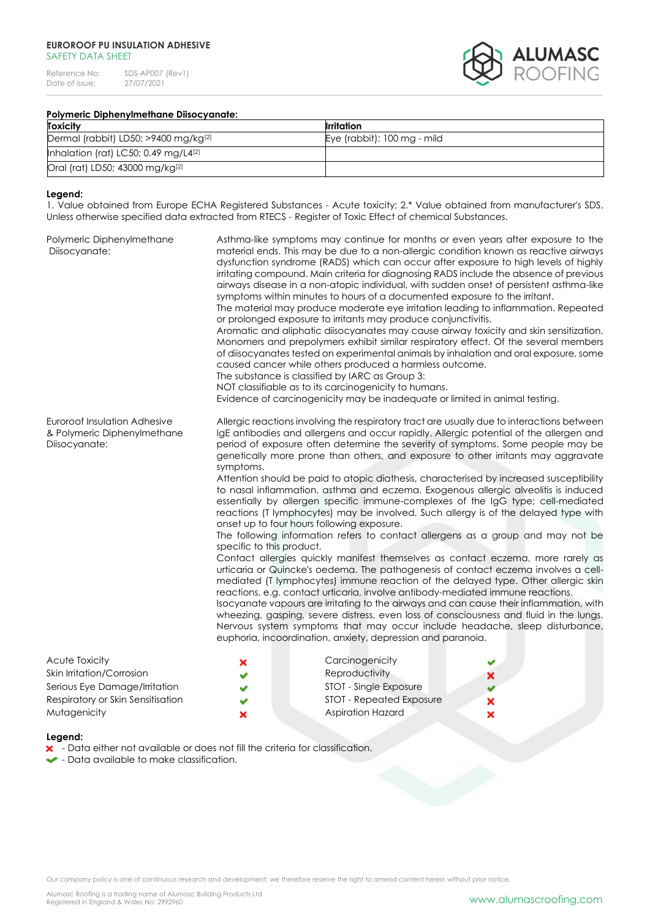**Polymeric Diphenylmethane Diisocyanate:**

| Toxicity | Irritation |
|---|---|
| Dermal (rabbit) LD50: >9400 mg/kg[2] | Eye (rabbit): 100 mg - mild |
| Inhalation (rat) LC50; 0.49 mg/L4[2] | |
| Oral (rat) LD50; 43000 mg/kg[2] | |

**Legend:**
1. Value obtained from Europe ECHA Registered Substances - Acute toxicity; 2.* Value obtained from manufacturer's SDS. Unless otherwise specified data extracted from RTECS - Register of Toxic Effect of chemical Substances.

**Polymeric Diphenylmethane Diisocyanate:**

Asthma-like symptoms may continue for months or even years after exposure to the material ends. This may be due to a non-allergic condition known as reactive airways dysfunction syndrome (RADS) which can occur after exposure to high levels of highly irritating compound. Main criteria for diagnosing RADS include the absence of previous airways disease in a non-atopic individual, with sudden onset of persistent asthma-like symptoms within minutes to hours of a documented exposure to the irritant.
The material may produce moderate eye irritation leading to inflammation. Repeated or prolonged exposure to irritants may produce conjunctivitis.
Aromatic and aliphatic diisocyanates may cause airway toxicity and skin sensitization. Monomers and prepolymers exhibit similar respiratory effect. Of the several members of diisocyanates tested on experimental animals by inhalation and oral exposure, some caused cancer while others produced a harmless outcome.
The substance is classified by IARC as Group 3:
NOT classifiable as to its carcinogenicity to humans.
Evidence of carcinogenicity may be inadequate or limited in animal testing.

**Euroroof Insulation Adhesive & Polymeric Diphenylmethane Diisocyanate:**

Allergic reactions involving the respiratory tract are usually due to interactions between IgE antibodies and allergens and occur rapidly. Allergic potential of the allergen and period of exposure often determine the severity of symptoms. Some people may be genetically more prone than others, and exposure to other irritants may aggravate symptoms.
Attention should be paid to atopic diathesis, characterised by increased susceptibility to nasal inflammation, asthma and eczema. Exogenous allergic alveolitis is induced essentially by allergen specific immune-complexes of the IgG type; cell-mediated reactions (T lymphocytes) may be involved. Such allergy is of the delayed type with onset up to four hours following exposure.
The following information refers to contact allergens as a group and may not be specific to this product.
Contact allergies quickly manifest themselves as contact eczema, more rarely as urticaria or Quincke's oedema. The pathogenesis of contact eczema involves a cell-mediated (T lymphocytes) immune reaction of the delayed type. Other allergic skin reactions, e.g. contact urticaria, involve antibody-mediated immune reactions.
Isocyanate vapours are irritating to the airways and can cause their inflammation, with wheezing, gasping, severe distress, even loss of consciousness and fluid in the lungs. Nervous system symptoms that may occur include headache, sleep disturbance, euphoria, incoordination, anxiety, depression and paranoia.

| | | | |
|---|---|---|---|
| Acute Toxicity | ✗ | Carcinogenicity | ✔ |
| Skin Irritation/Corrosion | ✔ | Reproductivity | ✗ |
| Serious Eye Damage/Irritation | ✔ | STOT - Single Exposure | ✔ |
| Respiratory or Skin Sensitisation | ✔ | STOT - Repeated Exposure | ✗ |
| Mutagenicity | ✗ | Aspiration Hazard | ✗ |

**Legend:**
✗ - Data either not available or does not fill the criteria for classification.
✔ - Data available to make classification.

Our company policy is one of continuous research and development; we therefore reserve the right to amend content herein without prior notice.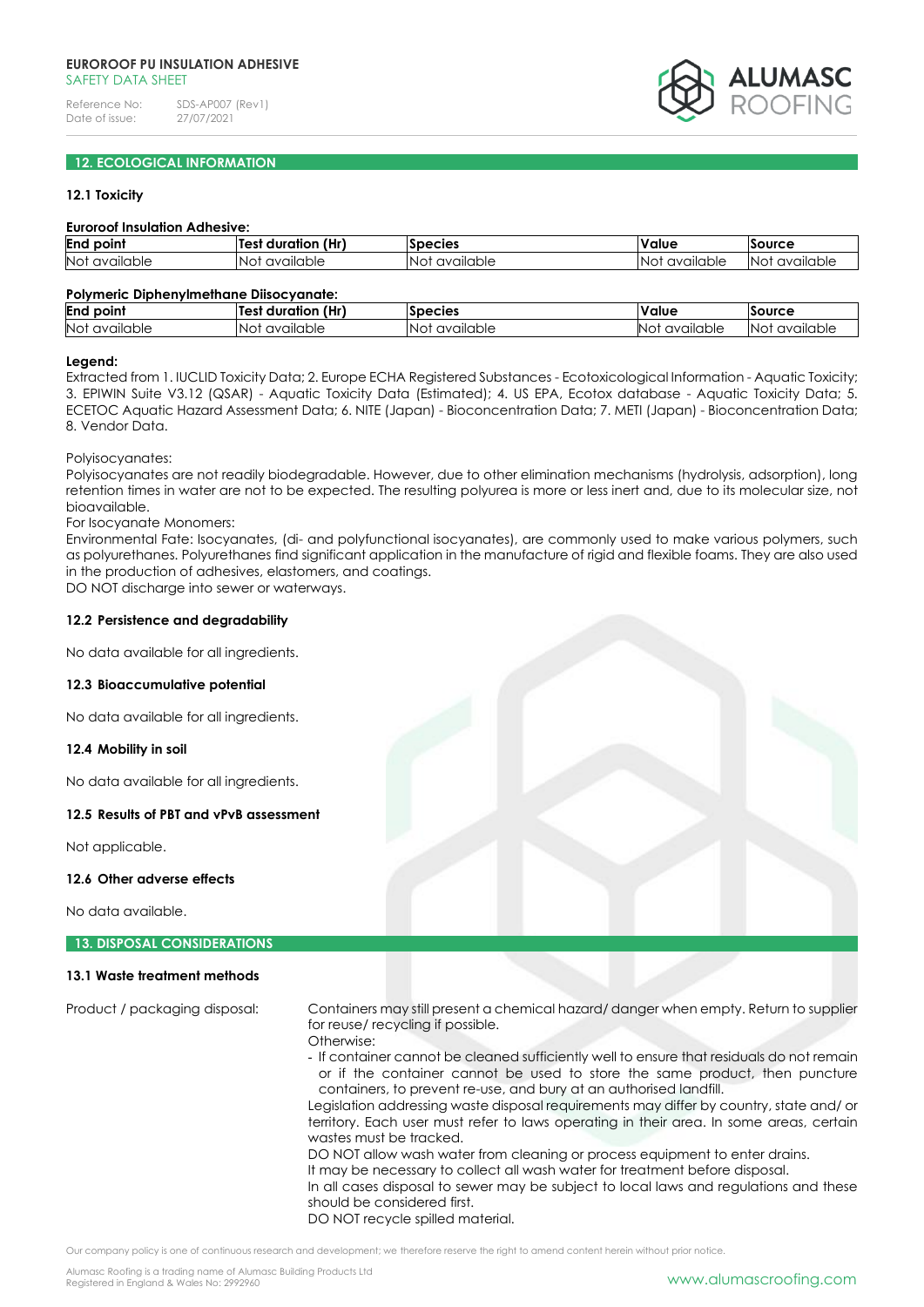## 12. ECOLOGICAL INFORMATION

### 12.1 Toxicity

**Euroroof Insulation Adhesive:**

| End point | Test duration (Hr) | Species | Value | Source |
|---|---|---|---|---|
| Not available | Not available | Not available | Not available | Not available |

**Polymeric Diphenylmethane Diisocyanate:**

| End point | Test duration (Hr) | Species | Value | Source |
|---|---|---|---|---|
| Not available | Not available | Not available | Not available | Not available |

**Legend:**
Extracted from 1. IUCLID Toxicity Data; 2. Europe ECHA Registered Substances - Ecotoxicological Information - Aquatic Toxicity; 3. EPIWIN Suite V3.12 (QSAR) - Aquatic Toxicity Data (Estimated); 4. US EPA, Ecotox database - Aquatic Toxicity Data; 5. ECETOC Aquatic Hazard Assessment Data; 6. NITE (Japan) - Bioconcentration Data; 7. METI (Japan) - Bioconcentration Data; 8. Vendor Data.

Polyisocyanates:
Polyisocyanates are not readily biodegradable. However, due to other elimination mechanisms (hydrolysis, adsorption), long retention times in water are not to be expected. The resulting polyurea is more or less inert and, due to its molecular size, not bioavailable.
For Isocyanate Monomers:
Environmental Fate: Isocyanates, (di- and polyfunctional isocyanates), are commonly used to make various polymers, such as polyurethanes. Polyurethanes find significant application in the manufacture of rigid and flexible foams. They are also used in the production of adhesives, elastomers, and coatings.
DO NOT discharge into sewer or waterways.

### 12.2 Persistence and degradability

No data available for all ingredients.

### 12.3 Bioaccumulative potential

No data available for all ingredients.

### 12.4 Mobility in soil

No data available for all ingredients.

### 12.5 Results of PBT and vPvB assessment

Not applicable.

### 12.6 Other adverse effects

No data available.

## 13. DISPOSAL CONSIDERATIONS

### 13.1 Waste treatment methods

Product / packaging disposal:

Containers may still present a chemical hazard/ danger when empty. Return to supplier for reuse/ recycling if possible.
Otherwise:
- If container cannot be cleaned sufficiently well to ensure that residuals do not remain or if the container cannot be used to store the same product, then puncture containers, to prevent re-use, and bury at an authorised landfill.

Legislation addressing waste disposal requirements may differ by country, state and/ or territory. Each user must refer to laws operating in their area. In some areas, certain wastes must be tracked.
DO NOT allow wash water from cleaning or process equipment to enter drains.
It may be necessary to collect all wash water for treatment before disposal.
In all cases disposal to sewer may be subject to local laws and regulations and these should be considered first.
DO NOT recycle spilled material.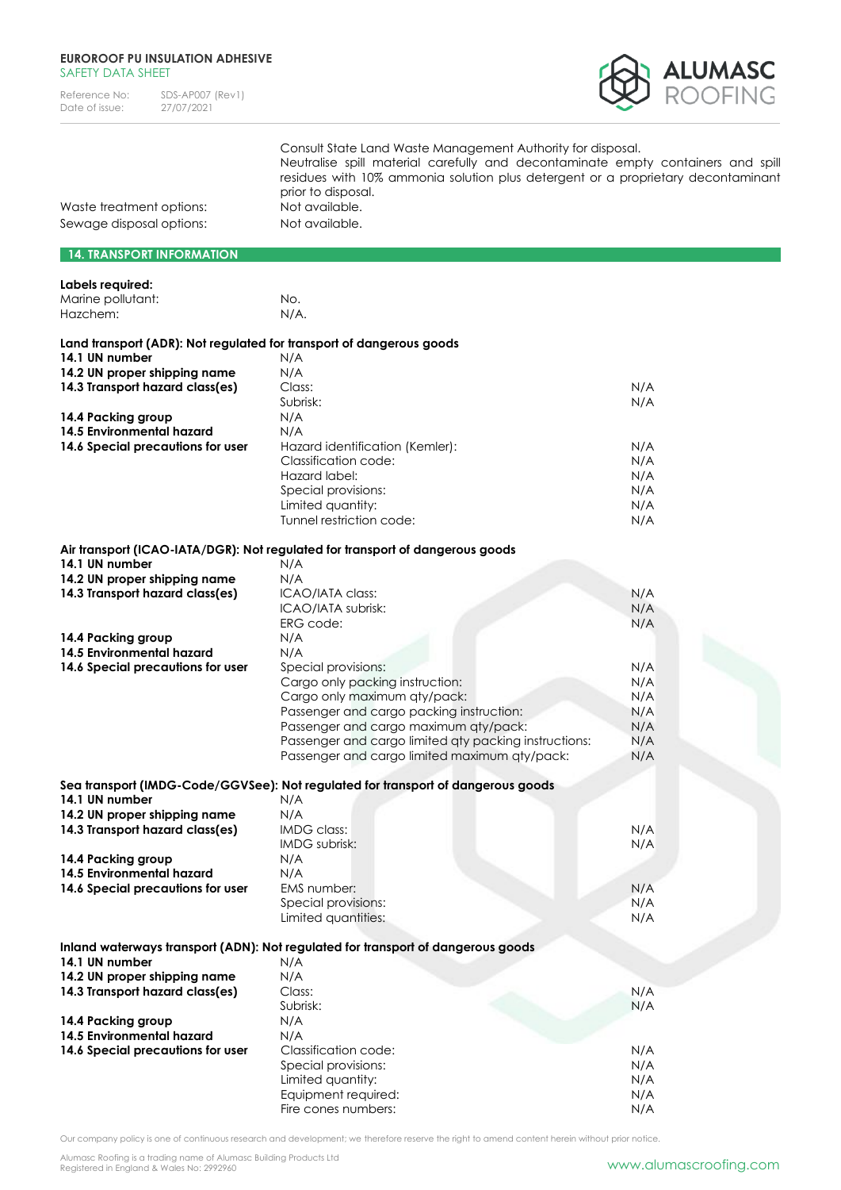| | |
|---|---|
| | Consult State Land Waste Management Authority for disposal. Neutralise spill material carefully and decontaminate empty containers and spill residues with 10% ammonia solution plus detergent or a proprietary decontaminant prior to disposal. |
| Waste treatment options: | Not available. |
| Sewage disposal options: | Not available. |

## 14. TRANSPORT INFORMATION

**Labels required:**

| | |
|---|---|
| Marine pollutant: | No. |
| Hazchem: | N/A. |

**Land transport (ADR): Not regulated for transport of dangerous goods**

| | | |
|---|---|---|
| **14.1 UN number** | N/A | |
| **14.2 UN proper shipping name** | N/A | |
| **14.3 Transport hazard class(es)** | Class: | N/A |
| | Subrisk: | N/A |
| **14.4 Packing group** | N/A | |
| **14.5 Environmental hazard** | N/A | |
| **14.6 Special precautions for user** | Hazard identification (Kemler): | N/A |
| | Classification code: | N/A |
| | Hazard label: | N/A |
| | Special provisions: | N/A |
| | Limited quantity: | N/A |
| | Tunnel restriction code: | N/A |

**Air transport (ICAO-IATA/DGR): Not regulated for transport of dangerous goods**

| | | |
|---|---|---|
| **14.1 UN number** | N/A | |
| **14.2 UN proper shipping name** | N/A | |
| **14.3 Transport hazard class(es)** | ICAO/IATA class: | N/A |
| | ICAO/IATA subrisk: | N/A |
| | ERG code: | N/A |
| **14.4 Packing group** | N/A | |
| **14.5 Environmental hazard** | N/A | |
| **14.6 Special precautions for user** | Special provisions: | N/A |
| | Cargo only packing instruction: | N/A |
| | Cargo only maximum qty/pack: | N/A |
| | Passenger and cargo packing instruction: | N/A |
| | Passenger and cargo maximum qty/pack: | N/A |
| | Passenger and cargo limited qty packing instructions: | N/A |
| | Passenger and cargo limited maximum qty/pack: | N/A |

**Sea transport (IMDG-Code/GGVSee): Not regulated for transport of dangerous goods**

| | | |
|---|---|---|
| **14.1 UN number** | N/A | |
| **14.2 UN proper shipping name** | N/A | |
| **14.3 Transport hazard class(es)** | IMDG class: | N/A |
| | IMDG subrisk: | N/A |
| **14.4 Packing group** | N/A | |
| **14.5 Environmental hazard** | N/A | |
| **14.6 Special precautions for user** | EMS number: | N/A |
| | Special provisions: | N/A |
| | Limited quantities: | N/A |

**Inland waterways transport (ADN): Not regulated for transport of dangerous goods**

| | | |
|---|---|---|
| **14.1 UN number** | N/A | |
| **14.2 UN proper shipping name** | N/A | |
| **14.3 Transport hazard class(es)** | Class: | N/A |
| | Subrisk: | N/A |
| **14.4 Packing group** | N/A | |
| **14.5 Environmental hazard** | N/A | |
| **14.6 Special precautions for user** | Classification code: | N/A |
| | Special provisions: | N/A |
| | Limited quantity: | N/A |
| | Equipment required: | N/A |
| | Fire cones numbers: | N/A |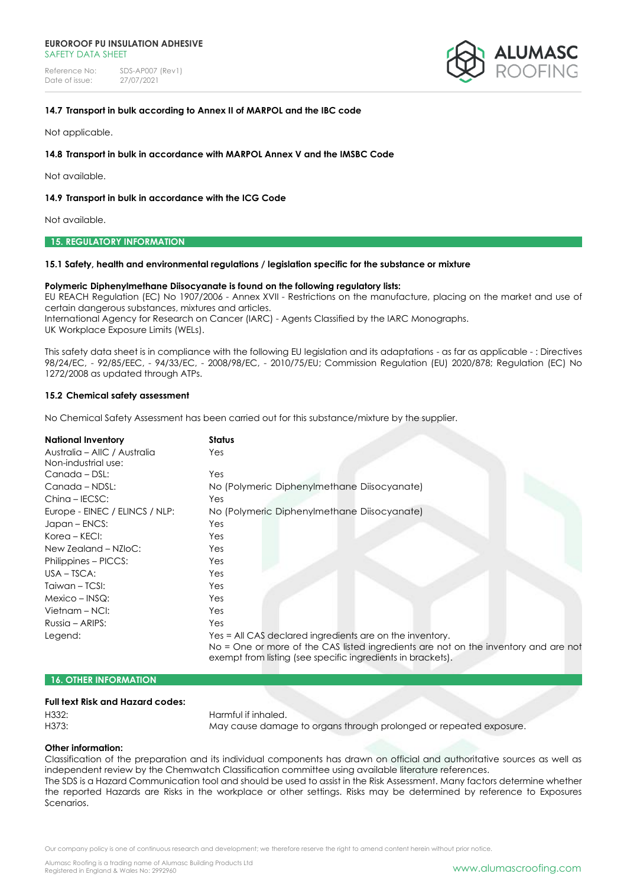### 14.7 Transport in bulk according to Annex II of MARPOL and the IBC code

Not applicable.

### 14.8 Transport in bulk in accordance with MARPOL Annex V and the IMSBC Code

Not available.

### 14.9 Transport in bulk in accordance with the ICG Code

Not available.

## 15. REGULATORY INFORMATION

### 15.1 Safety, health and environmental regulations / legislation specific for the substance or mixture

**Polymeric Diphenylmethane Diisocyanate is found on the following regulatory lists:**
EU REACH Regulation (EC) No 1907/2006 - Annex XVII - Restrictions on the manufacture, placing on the market and use of certain dangerous substances, mixtures and articles.
International Agency for Research on Cancer (IARC) - Agents Classified by the IARC Monographs.
UK Workplace Exposure Limits (WELs).

This safety data sheet is in compliance with the following EU legislation and its adaptations - as far as applicable - : Directives 98/24/EC, - 92/85/EEC, - 94/33/EC, - 2008/98/EC, - 2010/75/EU; Commission Regulation (EU) 2020/878; Regulation (EC) No 1272/2008 as updated through ATPs.

### 15.2 Chemical safety assessment

No Chemical Safety Assessment has been carried out for this substance/mixture by the supplier.

| National Inventory | Status |
|---|---|
| Australia – AIIC / Australia Non-industrial use: | Yes |
| Canada – DSL: | Yes |
| Canada – NDSL: | No (Polymeric Diphenylmethane Diisocyanate) |
| China – IECSC: | Yes |
| Europe - EINEC / ELINCS / NLP: | No (Polymeric Diphenylmethane Diisocyanate) |
| Japan – ENCS: | Yes |
| Korea – KECI: | Yes |
| New Zealand – NZIoC: | Yes |
| Philippines – PICCS: | Yes |
| USA – TSCA: | Yes |
| Taiwan – TCSI: | Yes |
| Mexico – INSQ: | Yes |
| Vietnam – NCI: | Yes |
| Russia – ARIPS: | Yes |
| Legend: | Yes = All CAS declared ingredients are on the inventory.<br>No = One or more of the CAS listed ingredients are not on the inventory and are not exempt from listing (see specific ingredients in brackets). |

## 16. OTHER INFORMATION

**Full text Risk and Hazard codes:**

H332: Harmful if inhaled.
H373: May cause damage to organs through prolonged or repeated exposure.

**Other information:**
Classification of the preparation and its individual components has drawn on official and authoritative sources as well as independent review by the Chemwatch Classification committee using available literature references.
The SDS is a Hazard Communication tool and should be used to assist in the Risk Assessment. Many factors determine whether the reported Hazards are Risks in the workplace or other settings. Risks may be determined by reference to Exposures Scenarios.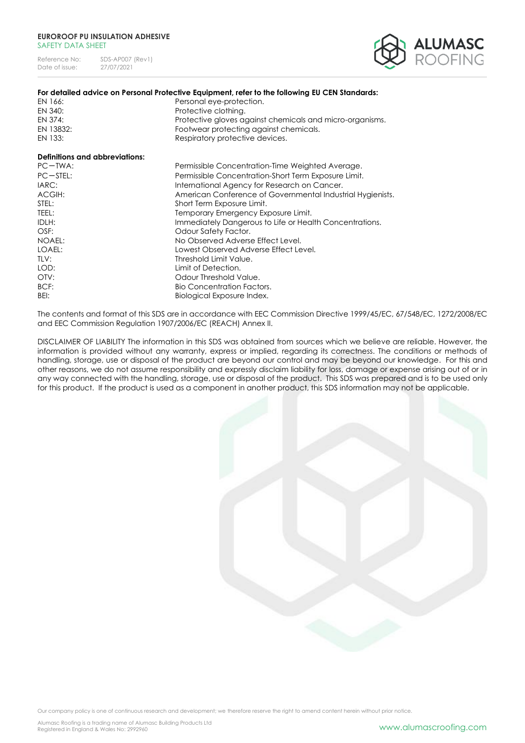**For detailed advice on Personal Protective Equipment, refer to the following EU CEN Standards:**

| | |
|---|---|
| EN 166: | Personal eye-protection. |
| EN 340: | Protective clothing. |
| EN 374: | Protective gloves against chemicals and micro-organisms. |
| EN 13832: | Footwear protecting against chemicals. |
| EN 133: | Respiratory protective devices. |

**Definitions and abbreviations:**

| | |
|---|---|
| PC—TWA: | Permissible Concentration-Time Weighted Average. |
| PC—STEL: | Permissible Concentration-Short Term Exposure Limit. |
| IARC: | International Agency for Research on Cancer. |
| ACGIH: | American Conference of Governmental Industrial Hygienists. |
| STEL: | Short Term Exposure Limit. |
| TEEL: | Temporary Emergency Exposure Limit. |
| IDLH: | Immediately Dangerous to Life or Health Concentrations. |
| OSF: | Odour Safety Factor. |
| NOAEL: | No Observed Adverse Effect Level. |
| LOAEL: | Lowest Observed Adverse Effect Level. |
| TLV: | Threshold Limit Value. |
| LOD: | Limit of Detection. |
| OTV: | Odour Threshold Value. |
| BCF: | Bio Concentration Factors. |
| BEI: | Biological Exposure Index. |

The contents and format of this SDS are in accordance with EEC Commission Directive 1999/45/EC, 67/548/EC, 1272/2008/EC and EEC Commission Regulation 1907/2006/EC (REACH) Annex II.

DISCLAIMER OF LIABILITY The information in this SDS was obtained from sources which we believe are reliable. However, the information is provided without any warranty, express or implied, regarding its correctness. The conditions or methods of handling, storage, use or disposal of the product are beyond our control and may be beyond our knowledge. For this and other reasons, we do not assume responsibility and expressly disclaim liability for loss, damage or expense arising out of or in any way connected with the handling, storage, use or disposal of the product. This SDS was prepared and is to be used only for this product. If the product is used as a component in another product, this SDS information may not be applicable.

Our company policy is one of continuous research and development; we therefore reserve the right to amend content herein without prior notice.

Alumasc Roofing is a trading name of Alumasc Building Products Ltd
Registered in England & Wales No: 2992960

www.alumascroofing.com